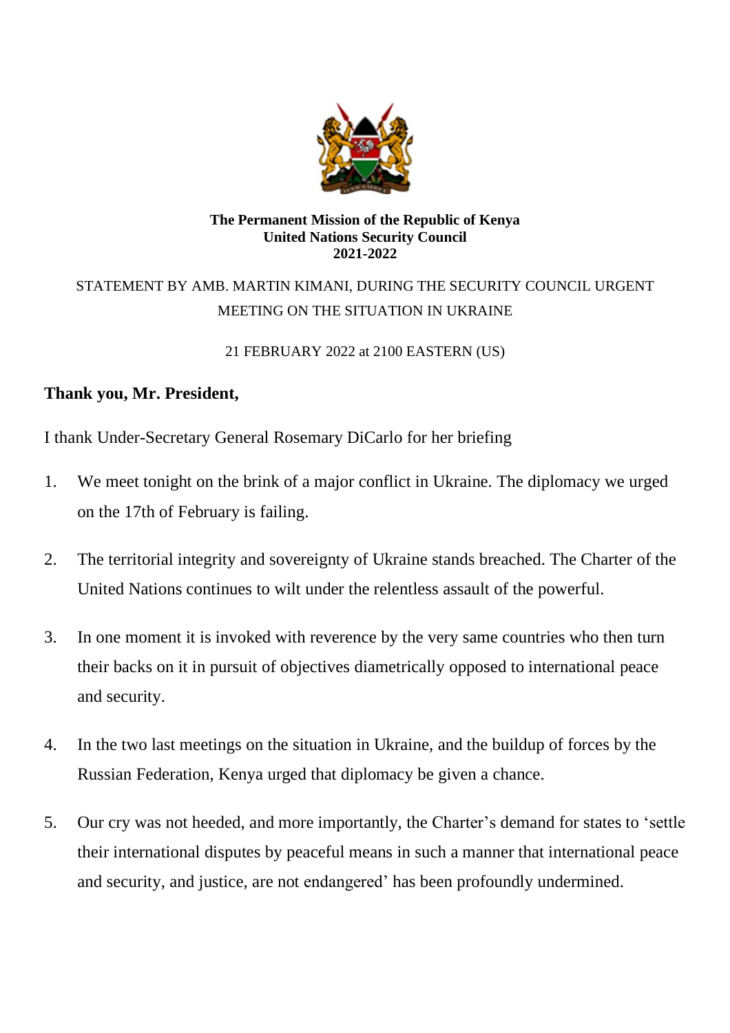**The Permanent Mission of the Republic of Kenya**
**United Nations Security Council**
**2021-2022**

STATEMENT BY AMB. MARTIN KIMANI, DURING THE SECURITY COUNCIL URGENT MEETING ON THE SITUATION IN UKRAINE

21 FEBRUARY 2022 at 2100 EASTERN (US)

**Thank you, Mr. President,**

I thank Under-Secretary General Rosemary DiCarlo for her briefing

1. We meet tonight on the brink of a major conflict in Ukraine. The diplomacy we urged on the 17th of February is failing.

2. The territorial integrity and sovereignty of Ukraine stands breached. The Charter of the United Nations continues to wilt under the relentless assault of the powerful.

3. In one moment it is invoked with reverence by the very same countries who then turn their backs on it in pursuit of objectives diametrically opposed to international peace and security.

4. In the two last meetings on the situation in Ukraine, and the buildup of forces by the Russian Federation, Kenya urged that diplomacy be given a chance.

5. Our cry was not heeded, and more importantly, the Charter's demand for states to 'settle their international disputes by peaceful means in such a manner that international peace and security, and justice, are not endangered' has been profoundly undermined.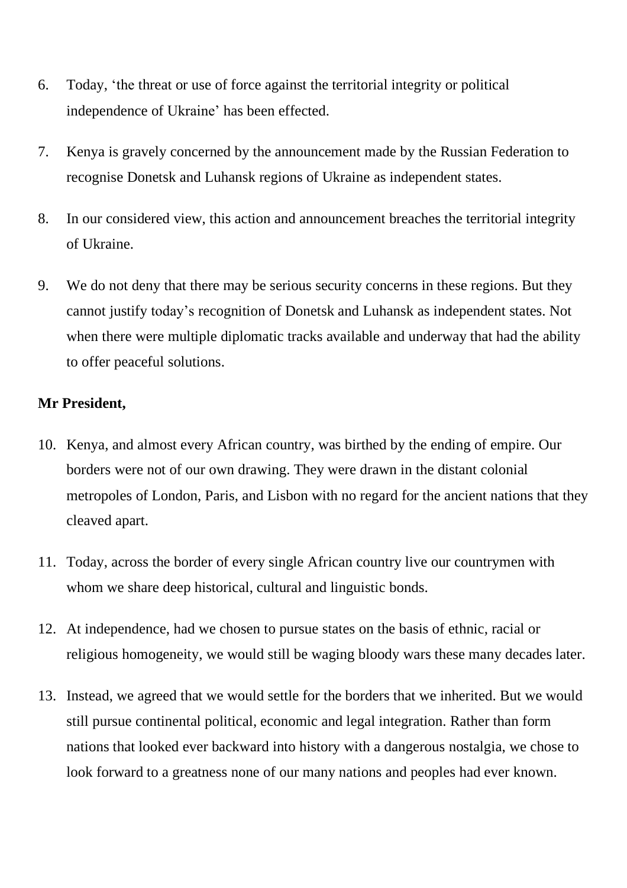6. Today, 'the threat or use of force against the territorial integrity or political independence of Ukraine' has been effected.

7. Kenya is gravely concerned by the announcement made by the Russian Federation to recognise Donetsk and Luhansk regions of Ukraine as independent states.

8. In our considered view, this action and announcement breaches the territorial integrity of Ukraine.

9. We do not deny that there may be serious security concerns in these regions. But they cannot justify today's recognition of Donetsk and Luhansk as independent states. Not when there were multiple diplomatic tracks available and underway that had the ability to offer peaceful solutions.

**Mr President,**

10. Kenya, and almost every African country, was birthed by the ending of empire. Our borders were not of our own drawing. They were drawn in the distant colonial metropoles of London, Paris, and Lisbon with no regard for the ancient nations that they cleaved apart.

11. Today, across the border of every single African country live our countrymen with whom we share deep historical, cultural and linguistic bonds.

12. At independence, had we chosen to pursue states on the basis of ethnic, racial or religious homogeneity, we would still be waging bloody wars these many decades later.

13. Instead, we agreed that we would settle for the borders that we inherited. But we would still pursue continental political, economic and legal integration. Rather than form nations that looked ever backward into history with a dangerous nostalgia, we chose to look forward to a greatness none of our many nations and peoples had ever known.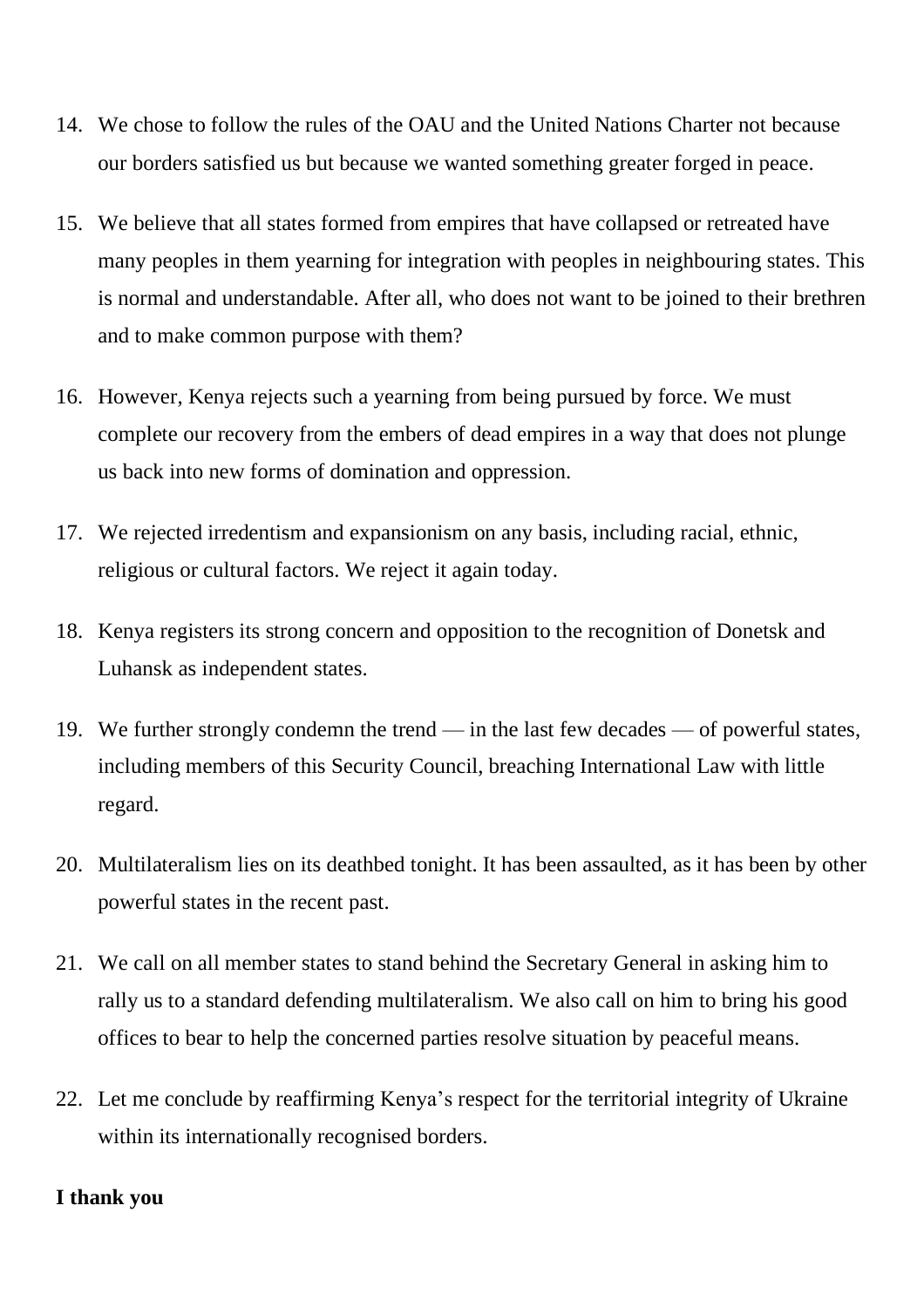14. We chose to follow the rules of the OAU and the United Nations Charter not because our borders satisfied us but because we wanted something greater forged in peace.

15. We believe that all states formed from empires that have collapsed or retreated have many peoples in them yearning for integration with peoples in neighbouring states. This is normal and understandable. After all, who does not want to be joined to their brethren and to make common purpose with them?

16. However, Kenya rejects such a yearning from being pursued by force. We must complete our recovery from the embers of dead empires in a way that does not plunge us back into new forms of domination and oppression.

17. We rejected irredentism and expansionism on any basis, including racial, ethnic, religious or cultural factors. We reject it again today.

18. Kenya registers its strong concern and opposition to the recognition of Donetsk and Luhansk as independent states.

19. We further strongly condemn the trend — in the last few decades — of powerful states, including members of this Security Council, breaching International Law with little regard.

20. Multilateralism lies on its deathbed tonight. It has been assaulted, as it has been by other powerful states in the recent past.

21. We call on all member states to stand behind the Secretary General in asking him to rally us to a standard defending multilateralism. We also call on him to bring his good offices to bear to help the concerned parties resolve situation by peaceful means.

22. Let me conclude by reaffirming Kenya's respect for the territorial integrity of Ukraine within its internationally recognised borders.

**I thank you**